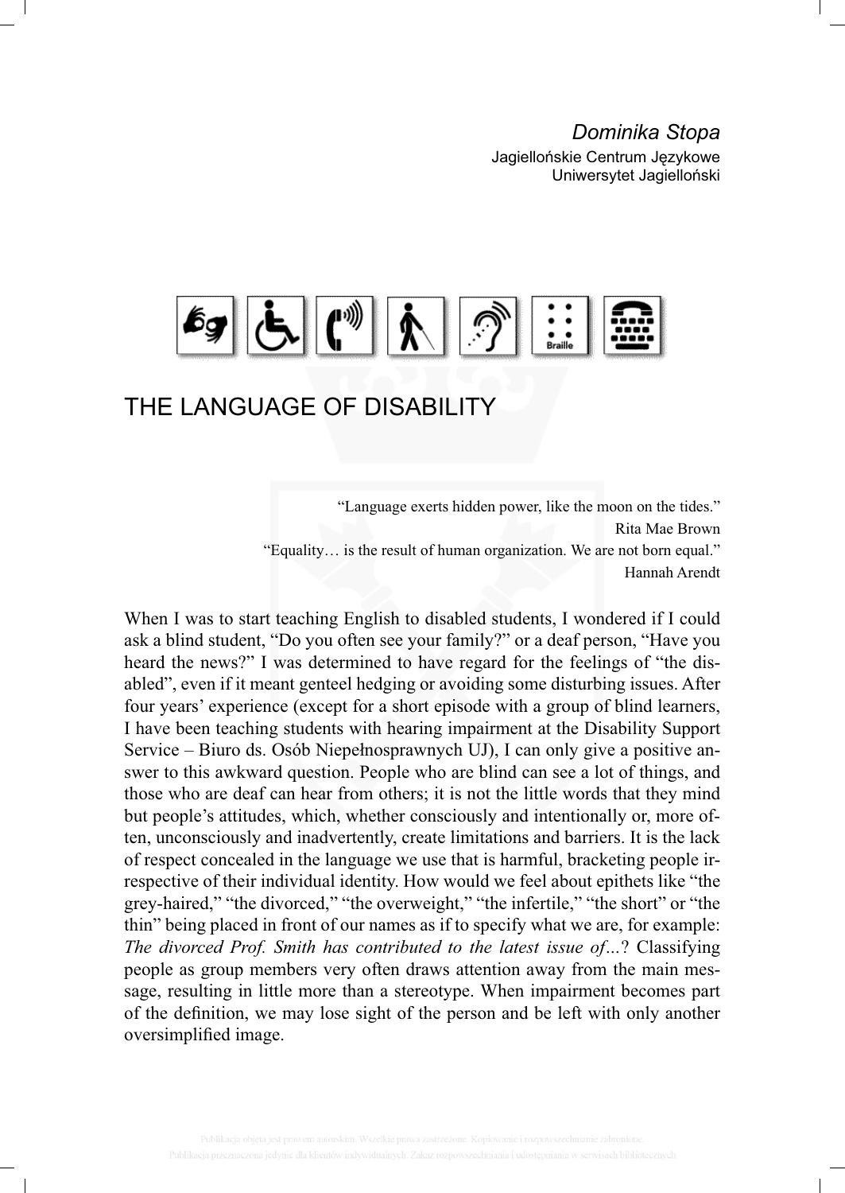*Dominika Stopa*
Jagiellońskie Centrum Językowe
Uniwersytet Jagielloński

# THE LANGUAGE OF DISABILITY

> "Language exerts hidden power, like the moon on the tides."
> Rita Mae Brown
>
> "Equality… is the result of human organization. We are not born equal."
> Hannah Arendt

When I was to start teaching English to disabled students, I wondered if I could ask a blind student, "Do you often see your family?" or a deaf person, "Have you heard the news?" I was determined to have regard for the feelings of "the disabled", even if it meant genteel hedging or avoiding some disturbing issues. After four years' experience (except for a short episode with a group of blind learners, I have been teaching students with hearing impairment at the Disability Support Service – Biuro ds. Osób Niepełnosprawnych UJ), I can only give a positive answer to this awkward question. People who are blind can see a lot of things, and those who are deaf can hear from others; it is not the little words that they mind but people's attitudes, which, whether consciously and intentionally or, more often, unconsciously and inadvertently, create limitations and barriers. It is the lack of respect concealed in the language we use that is harmful, bracketing people irrespective of their individual identity. How would we feel about epithets like "the grey-haired," "the divorced," "the overweight," "the infertile," "the short" or "the thin" being placed in front of our names as if to specify what we are, for example: *The divorced Prof. Smith has contributed to the latest issue of…*? Classifying people as group members very often draws attention away from the main message, resulting in little more than a stereotype. When impairment becomes part of the definition, we may lose sight of the person and be left with only another oversimplified image.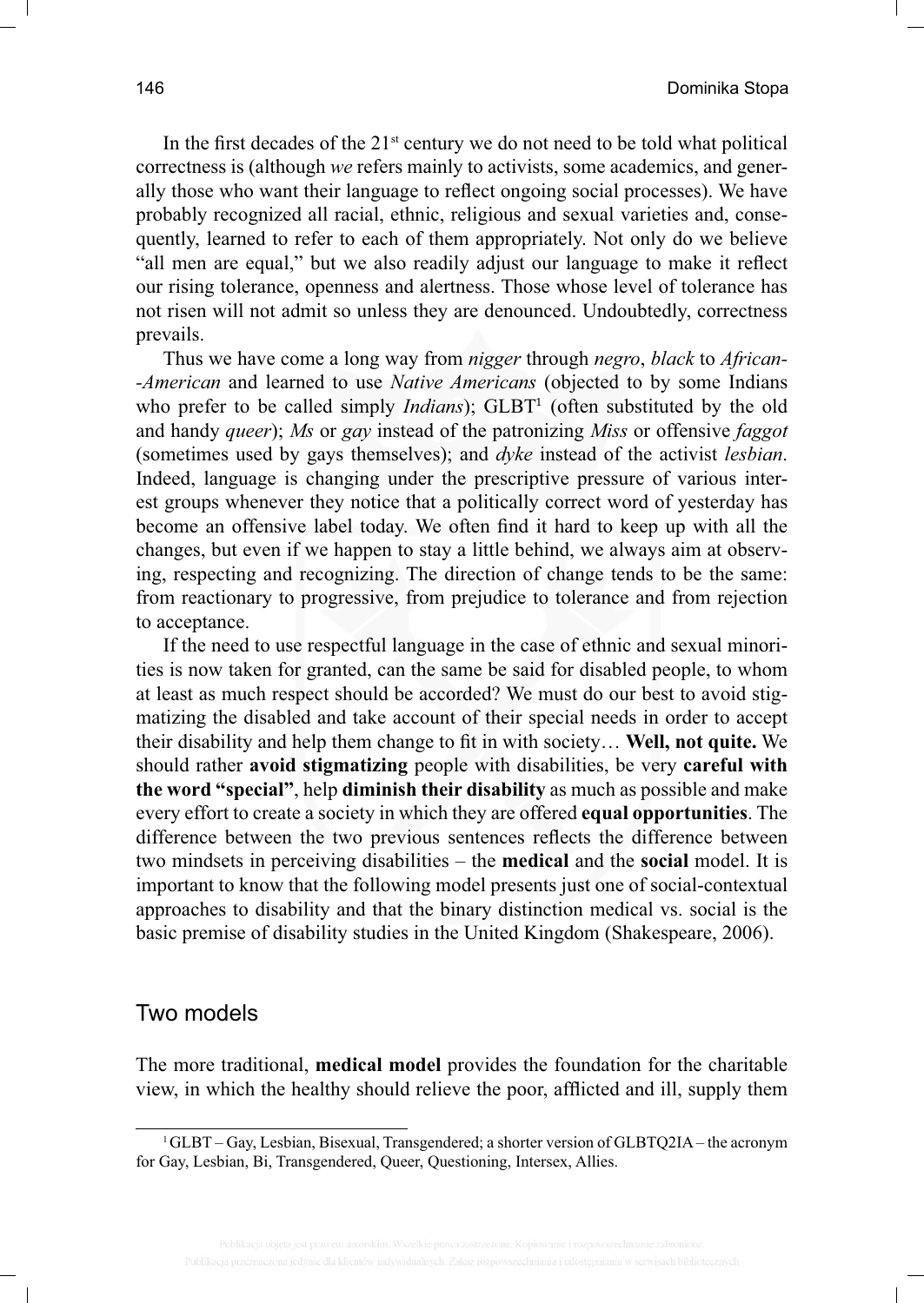In the first decades of the 21st century we do not need to be told what political correctness is (although *we* refers mainly to activists, some academics, and generally those who want their language to reflect ongoing social processes). We have probably recognized all racial, ethnic, religious and sexual varieties and, consequently, learned to refer to each of them appropriately. Not only do we believe "all men are equal," but we also readily adjust our language to make it reflect our rising tolerance, openness and alertness. Those whose level of tolerance has not risen will not admit so unless they are denounced. Undoubtedly, correctness prevails.

Thus we have come a long way from *nigger* through *negro*, *black* to *African--American* and learned to use *Native Americans* (objected to by some Indians who prefer to be called simply *Indians*); GLBT[1] (often substituted by the old and handy *queer*); *Ms* or *gay* instead of the patronizing *Miss* or offensive *faggot* (sometimes used by gays themselves); and *dyke* instead of the activist *lesbian*. Indeed, language is changing under the prescriptive pressure of various interest groups whenever they notice that a politically correct word of yesterday has become an offensive label today. We often find it hard to keep up with all the changes, but even if we happen to stay a little behind, we always aim at observing, respecting and recognizing. The direction of change tends to be the same: from reactionary to progressive, from prejudice to tolerance and from rejection to acceptance.

If the need to use respectful language in the case of ethnic and sexual minorities is now taken for granted, can the same be said for disabled people, to whom at least as much respect should be accorded? We must do our best to avoid stigmatizing the disabled and take account of their special needs in order to accept their disability and help them change to fit in with society… **Well, not quite.** We should rather **avoid stigmatizing** people with disabilities, be very **careful with the word "special"**, help **diminish their disability** as much as possible and make every effort to create a society in which they are offered **equal opportunities**. The difference between the two previous sentences reflects the difference between two mindsets in perceiving disabilities – the **medical** and the **social** model. It is important to know that the following model presents just one of social-contextual approaches to disability and that the binary distinction medical vs. social is the basic premise of disability studies in the United Kingdom (Shakespeare, 2006).

## Two models

The more traditional, **medical model** provides the foundation for the charitable view, in which the healthy should relieve the poor, afflicted and ill, supply them

[1] GLBT – Gay, Lesbian, Bisexual, Transgendered; a shorter version of GLBTQ2IA – the acronym for Gay, Lesbian, Bi, Transgendered, Queer, Questioning, Intersex, Allies.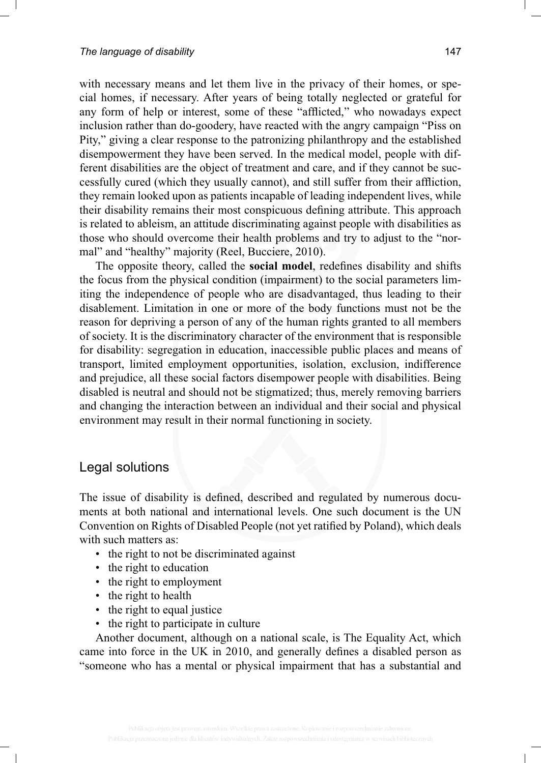with necessary means and let them live in the privacy of their homes, or special homes, if necessary. After years of being totally neglected or grateful for any form of help or interest, some of these "afflicted," who nowadays expect inclusion rather than do-goodery, have reacted with the angry campaign "Piss on Pity," giving a clear response to the patronizing philanthropy and the established disempowerment they have been served. In the medical model, people with different disabilities are the object of treatment and care, and if they cannot be successfully cured (which they usually cannot), and still suffer from their affliction, they remain looked upon as patients incapable of leading independent lives, while their disability remains their most conspicuous defining attribute. This approach is related to ableism, an attitude discriminating against people with disabilities as those who should overcome their health problems and try to adjust to the "normal" and "healthy" majority (Reel, Bucciere, 2010).

The opposite theory, called the **social model**, redefines disability and shifts the focus from the physical condition (impairment) to the social parameters limiting the independence of people who are disadvantaged, thus leading to their disablement. Limitation in one or more of the body functions must not be the reason for depriving a person of any of the human rights granted to all members of society. It is the discriminatory character of the environment that is responsible for disability: segregation in education, inaccessible public places and means of transport, limited employment opportunities, isolation, exclusion, indifference and prejudice, all these social factors disempower people with disabilities. Being disabled is neutral and should not be stigmatized; thus, merely removing barriers and changing the interaction between an individual and their social and physical environment may result in their normal functioning in society.

## Legal solutions

The issue of disability is defined, described and regulated by numerous documents at both national and international levels. One such document is the UN Convention on Rights of Disabled People (not yet ratified by Poland), which deals with such matters as:

- the right to not be discriminated against
- the right to education
- the right to employment
- the right to health
- the right to equal justice
- the right to participate in culture

Another document, although on a national scale, is The Equality Act, which came into force in the UK in 2010, and generally defines a disabled person as "someone who has a mental or physical impairment that has a substantial and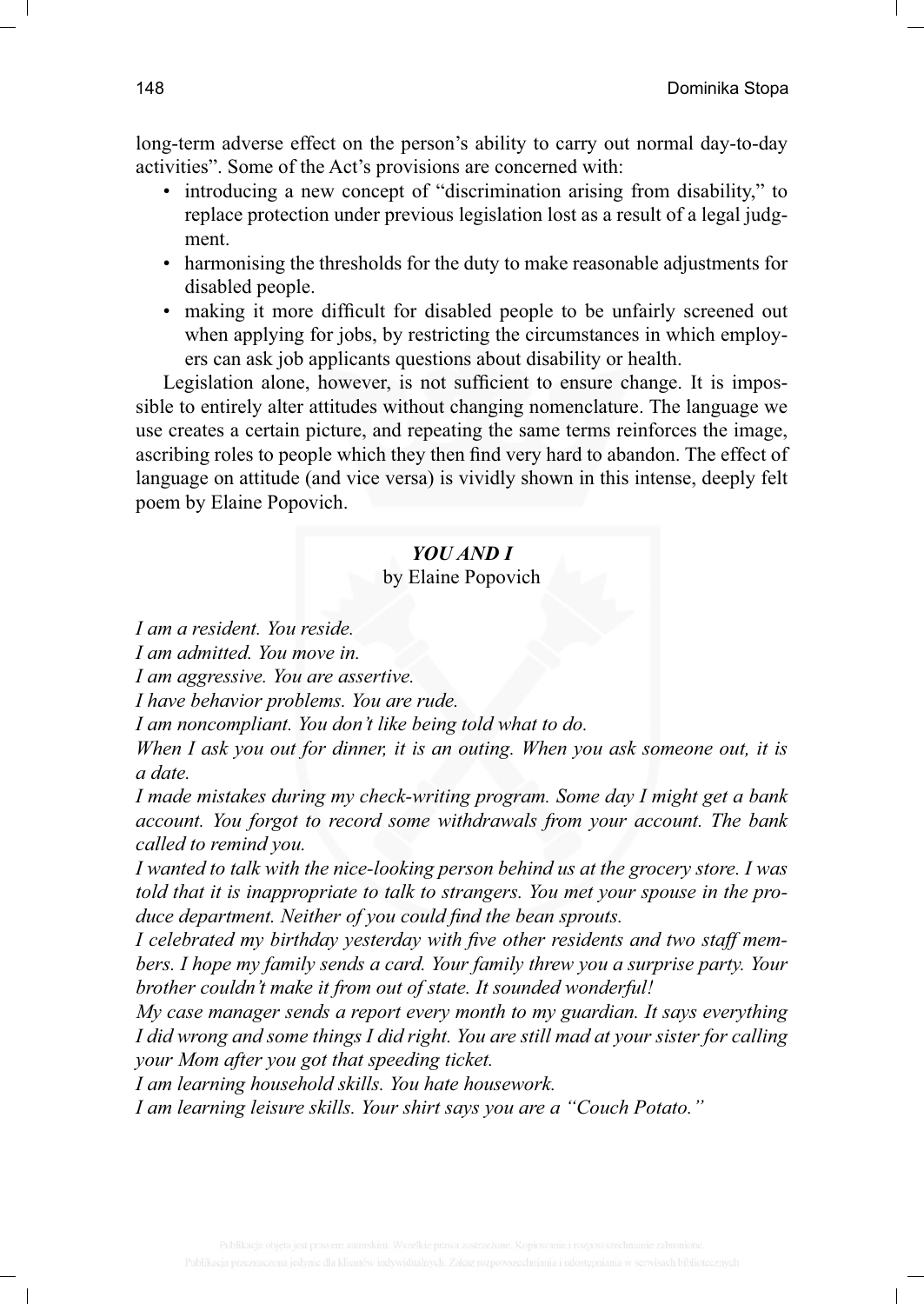long-term adverse effect on the person's ability to carry out normal day-to-day activities". Some of the Act's provisions are concerned with:

- introducing a new concept of "discrimination arising from disability," to replace protection under previous legislation lost as a result of a legal judgment.
- harmonising the thresholds for the duty to make reasonable adjustments for disabled people.
- making it more difficult for disabled people to be unfairly screened out when applying for jobs, by restricting the circumstances in which employers can ask job applicants questions about disability or health.

Legislation alone, however, is not sufficient to ensure change. It is impossible to entirely alter attitudes without changing nomenclature. The language we use creates a certain picture, and repeating the same terms reinforces the image, ascribing roles to people which they then find very hard to abandon. The effect of language on attitude (and vice versa) is vividly shown in this intense, deeply felt poem by Elaine Popovich.

***YOU AND I***

by Elaine Popovich

*I am a resident. You reside.*

*I am admitted. You move in.*

*I am aggressive. You are assertive.*

*I have behavior problems. You are rude.*

*I am noncompliant. You don't like being told what to do.*

*When I ask you out for dinner, it is an outing. When you ask someone out, it is a date.*

*I made mistakes during my check-writing program. Some day I might get a bank account. You forgot to record some withdrawals from your account. The bank called to remind you.*

*I wanted to talk with the nice-looking person behind us at the grocery store. I was told that it is inappropriate to talk to strangers. You met your spouse in the produce department. Neither of you could find the bean sprouts.*

*I celebrated my birthday yesterday with five other residents and two staff members. I hope my family sends a card. Your family threw you a surprise party. Your brother couldn't make it from out of state. It sounded wonderful!*

*My case manager sends a report every month to my guardian. It says everything I did wrong and some things I did right. You are still mad at your sister for calling your Mom after you got that speeding ticket.*

*I am learning household skills. You hate housework.*

*I am learning leisure skills. Your shirt says you are a "Couch Potato."*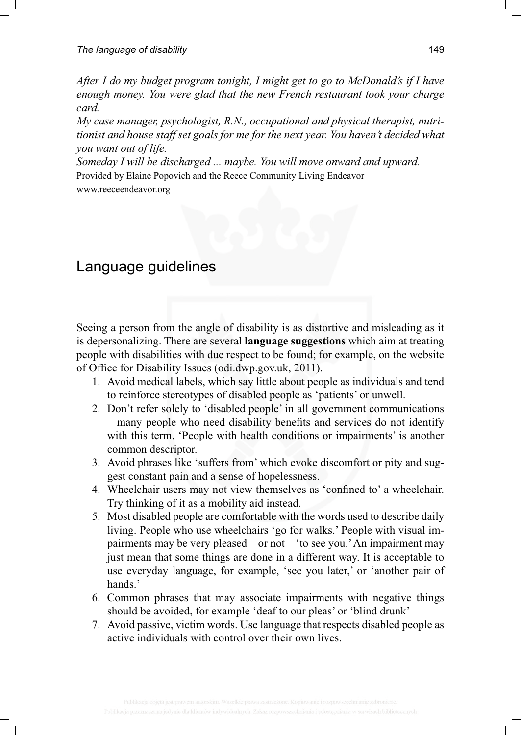*After I do my budget program tonight, I might get to go to McDonald's if I have enough money. You were glad that the new French restaurant took your charge card.*

*My case manager, psychologist, R.N., occupational and physical therapist, nutritionist and house staff set goals for me for the next year. You haven't decided what you want out of life.*

*Someday I will be discharged ... maybe. You will move onward and upward.*

Provided by Elaine Popovich and the Reece Community Living Endeavor
www.reeceendeavor.org

## Language guidelines

Seeing a person from the angle of disability is as distortive and misleading as it is depersonalizing. There are several **language suggestions** which aim at treating people with disabilities with due respect to be found; for example, on the website of Office for Disability Issues (odi.dwp.gov.uk, 2011).

1. Avoid medical labels, which say little about people as individuals and tend to reinforce stereotypes of disabled people as 'patients' or unwell.
2. Don't refer solely to 'disabled people' in all government communications – many people who need disability benefits and services do not identify with this term. 'People with health conditions or impairments' is another common descriptor.
3. Avoid phrases like 'suffers from' which evoke discomfort or pity and suggest constant pain and a sense of hopelessness.
4. Wheelchair users may not view themselves as 'confined to' a wheelchair. Try thinking of it as a mobility aid instead.
5. Most disabled people are comfortable with the words used to describe daily living. People who use wheelchairs 'go for walks.' People with visual impairments may be very pleased – or not – 'to see you.' An impairment may just mean that some things are done in a different way. It is acceptable to use everyday language, for example, 'see you later,' or 'another pair of hands.'
6. Common phrases that may associate impairments with negative things should be avoided, for example 'deaf to our pleas' or 'blind drunk'
7. Avoid passive, victim words. Use language that respects disabled people as active individuals with control over their own lives.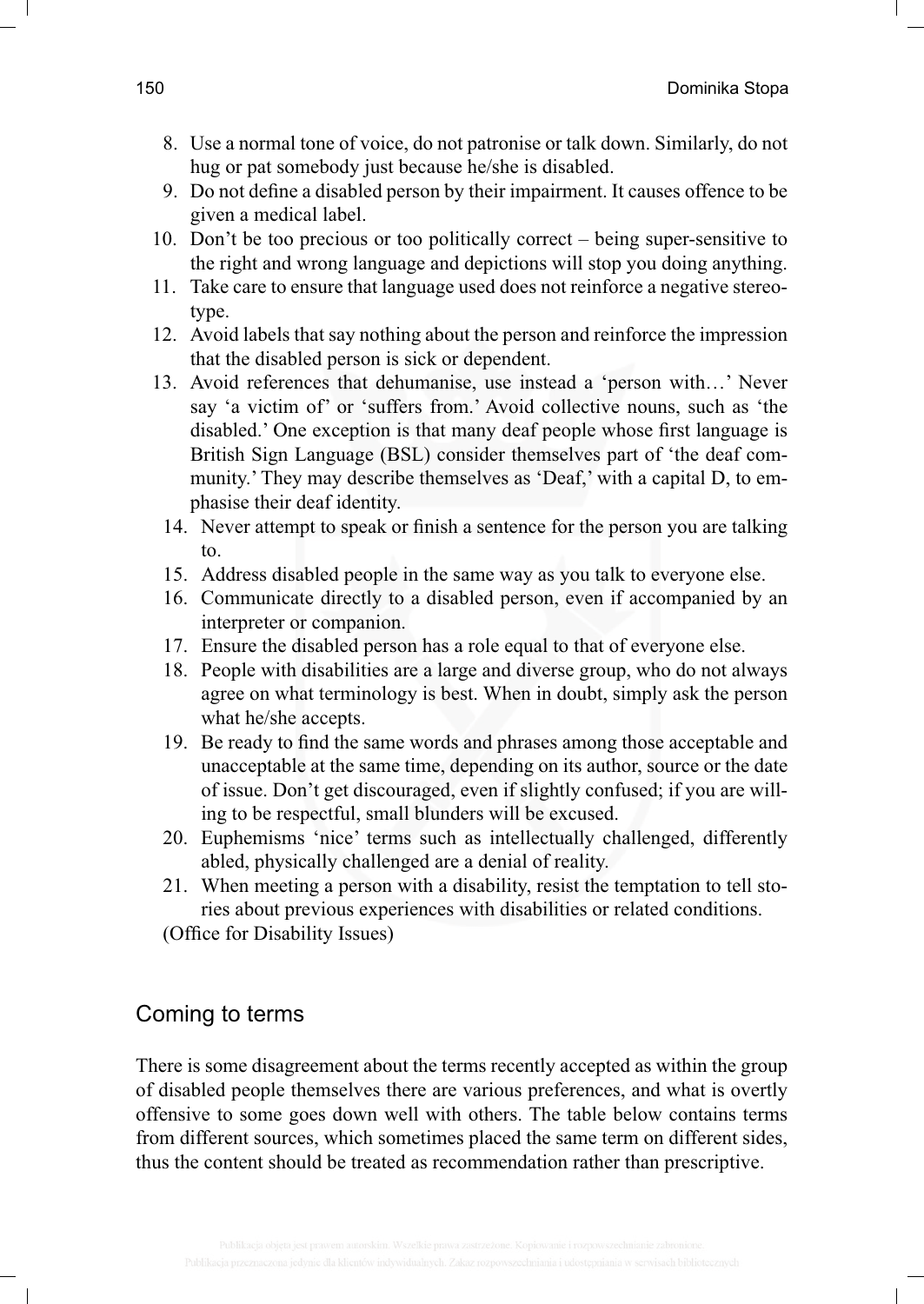8. Use a normal tone of voice, do not patronise or talk down. Similarly, do not hug or pat somebody just because he/she is disabled.
9. Do not define a disabled person by their impairment. It causes offence to be given a medical label.
10. Don't be too precious or too politically correct – being super-sensitive to the right and wrong language and depictions will stop you doing anything.
11. Take care to ensure that language used does not reinforce a negative stereotype.
12. Avoid labels that say nothing about the person and reinforce the impression that the disabled person is sick or dependent.
13. Avoid references that dehumanise, use instead a 'person with…' Never say 'a victim of' or 'suffers from.' Avoid collective nouns, such as 'the disabled.' One exception is that many deaf people whose first language is British Sign Language (BSL) consider themselves part of 'the deaf community.' They may describe themselves as 'Deaf,' with a capital D, to emphasise their deaf identity.
14. Never attempt to speak or finish a sentence for the person you are talking to.
15. Address disabled people in the same way as you talk to everyone else.
16. Communicate directly to a disabled person, even if accompanied by an interpreter or companion.
17. Ensure the disabled person has a role equal to that of everyone else.
18. People with disabilities are a large and diverse group, who do not always agree on what terminology is best. When in doubt, simply ask the person what he/she accepts.
19. Be ready to find the same words and phrases among those acceptable and unacceptable at the same time, depending on its author, source or the date of issue. Don't get discouraged, even if slightly confused; if you are willing to be respectful, small blunders will be excused.
20. Euphemisms 'nice' terms such as intellectually challenged, differently abled, physically challenged are a denial of reality.
21. When meeting a person with a disability, resist the temptation to tell stories about previous experiences with disabilities or related conditions.

(Office for Disability Issues)

## Coming to terms

There is some disagreement about the terms recently accepted as within the group of disabled people themselves there are various preferences, and what is overtly offensive to some goes down well with others. The table below contains terms from different sources, which sometimes placed the same term on different sides, thus the content should be treated as recommendation rather than prescriptive.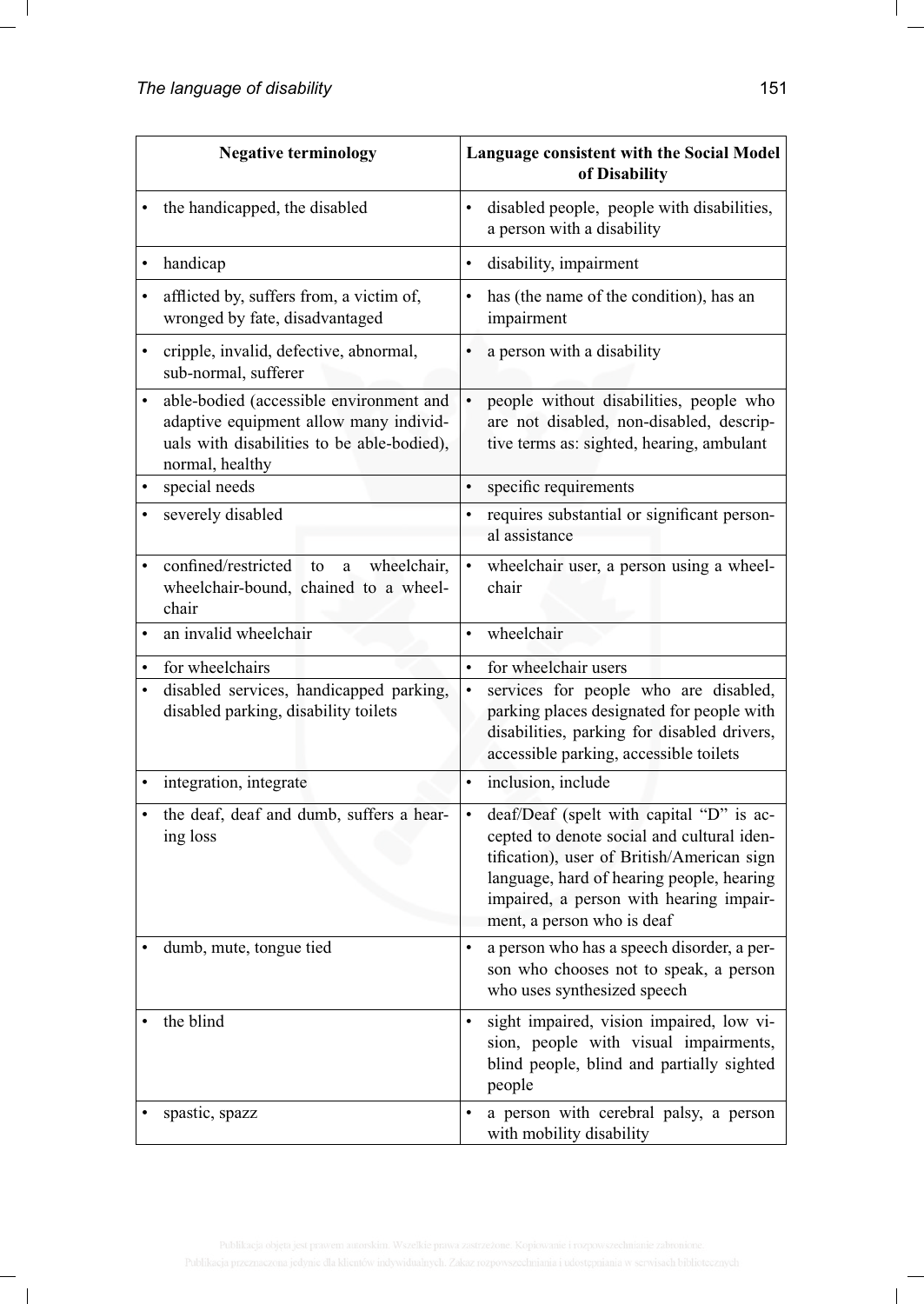| Negative terminology | Language consistent with the Social Model of Disability |
|---|---|
| • the handicapped, the disabled | • disabled people, people with disabilities, a person with a disability |
| • handicap | • disability, impairment |
| • afflicted by, suffers from, a victim of, wronged by fate, disadvantaged | • has (the name of the condition), has an impairment |
| • cripple, invalid, defective, abnormal, sub-normal, sufferer | • a person with a disability |
| • able-bodied (accessible environment and adaptive equipment allow many individuals with disabilities to be able-bodied), normal, healthy | • people without disabilities, people who are not disabled, non-disabled, descriptive terms as: sighted, hearing, ambulant |
| • special needs | • specific requirements |
| • severely disabled | • requires substantial or significant personal assistance |
| • confined/restricted to a wheelchair, wheelchair-bound, chained to a wheelchair | • wheelchair user, a person using a wheelchair |
| • an invalid wheelchair | • wheelchair |
| • for wheelchairs | • for wheelchair users |
| • disabled services, handicapped parking, disabled parking, disability toilets | • services for people who are disabled, parking places designated for people with disabilities, parking for disabled drivers, accessible parking, accessible toilets |
| • integration, integrate | • inclusion, include |
| • the deaf, deaf and dumb, suffers a hearing loss | • deaf/Deaf (spelt with capital "D" is accepted to denote social and cultural identification), user of British/American sign language, hard of hearing people, hearing impaired, a person with hearing impairment, a person who is deaf |
| • dumb, mute, tongue tied | • a person who has a speech disorder, a person who chooses not to speak, a person who uses synthesized speech |
| • the blind | • sight impaired, vision impaired, low vision, people with visual impairments, blind people, blind and partially sighted people |
| • spastic, spazz | • a person with cerebral palsy, a person with mobility disability |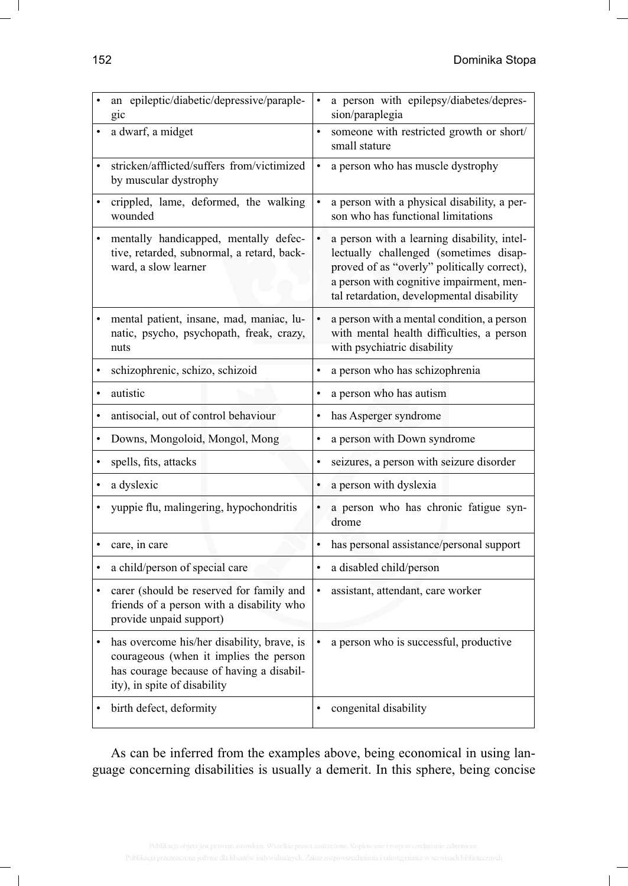| | |
|---|---|
| • an epileptic/diabetic/depressive/paraplegic | • a person with epilepsy/diabetes/depression/paraplegia |
| • a dwarf, a midget | • someone with restricted growth or short/small stature |
| • stricken/afflicted/suffers from/victimized by muscular dystrophy | • a person who has muscle dystrophy |
| • crippled, lame, deformed, the walking wounded | • a person with a physical disability, a person who has functional limitations |
| • mentally handicapped, mentally defective, retarded, subnormal, a retard, backward, a slow learner | • a person with a learning disability, intellectually challenged (sometimes disapproved of as "overly" politically correct), a person with cognitive impairment, mental retardation, developmental disability |
| • mental patient, insane, mad, maniac, lunatic, psycho, psychopath, freak, crazy, nuts | • a person with a mental condition, a person with mental health difficulties, a person with psychiatric disability |
| • schizophrenic, schizo, schizoid | • a person who has schizophrenia |
| • autistic | • a person who has autism |
| • antisocial, out of control behaviour | • has Asperger syndrome |
| • Downs, Mongoloid, Mongol, Mong | • a person with Down syndrome |
| • spells, fits, attacks | • seizures, a person with seizure disorder |
| • a dyslexic | • a person with dyslexia |
| • yuppie flu, malingering, hypochondritis | • a person who has chronic fatigue syndrome |
| • care, in care | • has personal assistance/personal support |
| • a child/person of special care | • a disabled child/person |
| • carer (should be reserved for family and friends of a person with a disability who provide unpaid support) | • assistant, attendant, care worker |
| • has overcome his/her disability, brave, is courageous (when it implies the person has courage because of having a disability), in spite of disability | • a person who is successful, productive |
| • birth defect, deformity | • congenital disability |

As can be inferred from the examples above, being economical in using language concerning disabilities is usually a demerit. In this sphere, being concise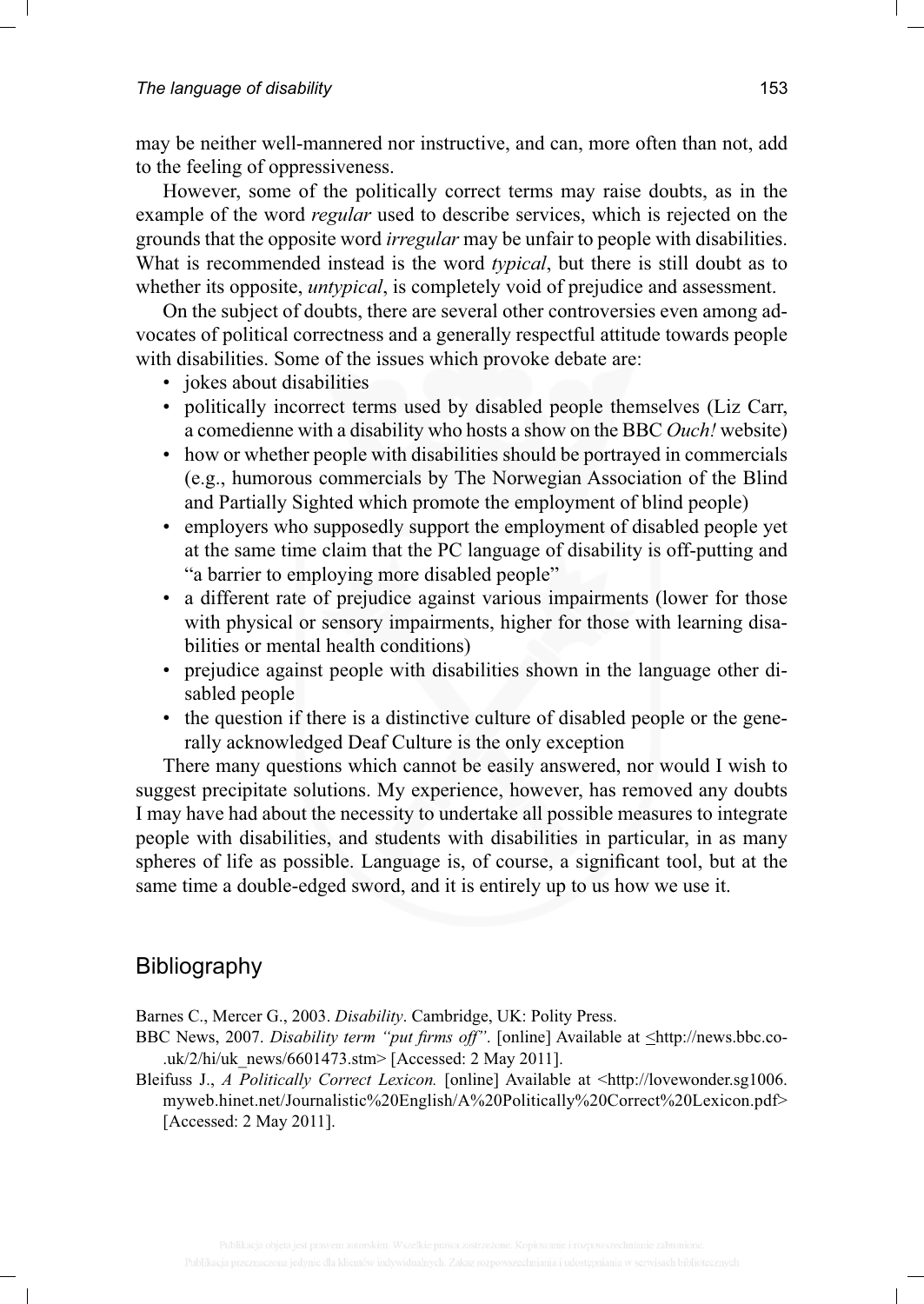may be neither well-mannered nor instructive, and can, more often than not, add to the feeling of oppressiveness.

However, some of the politically correct terms may raise doubts, as in the example of the word *regular* used to describe services, which is rejected on the grounds that the opposite word *irregular* may be unfair to people with disabilities. What is recommended instead is the word *typical*, but there is still doubt as to whether its opposite, *untypical*, is completely void of prejudice and assessment.

On the subject of doubts, there are several other controversies even among advocates of political correctness and a generally respectful attitude towards people with disabilities. Some of the issues which provoke debate are:

- jokes about disabilities
- politically incorrect terms used by disabled people themselves (Liz Carr, a comedienne with a disability who hosts a show on the BBC *Ouch!* website)
- how or whether people with disabilities should be portrayed in commercials (e.g., humorous commercials by The Norwegian Association of the Blind and Partially Sighted which promote the employment of blind people)
- employers who supposedly support the employment of disabled people yet at the same time claim that the PC language of disability is off-putting and "a barrier to employing more disabled people"
- a different rate of prejudice against various impairments (lower for those with physical or sensory impairments, higher for those with learning disabilities or mental health conditions)
- prejudice against people with disabilities shown in the language other disabled people
- the question if there is a distinctive culture of disabled people or the generally acknowledged Deaf Culture is the only exception

There many questions which cannot be easily answered, nor would I wish to suggest precipitate solutions. My experience, however, has removed any doubts I may have had about the necessity to undertake all possible measures to integrate people with disabilities, and students with disabilities in particular, in as many spheres of life as possible. Language is, of course, a significant tool, but at the same time a double-edged sword, and it is entirely up to us how we use it.

## Bibliography

Barnes C., Mercer G., 2003. *Disability*. Cambridge, UK: Polity Press.

BBC News, 2007. *Disability term "put firms off"*. [online] Available at <http://news.bbc.co-.uk/2/hi/uk_news/6601473.stm> [Accessed: 2 May 2011].

Bleifuss J., *A Politically Correct Lexicon.* [online] Available at <http://lovewonder.sg1006.myweb.hinet.net/Journalistic%20English/A%20Politically%20Correct%20Lexicon.pdf> [Accessed: 2 May 2011].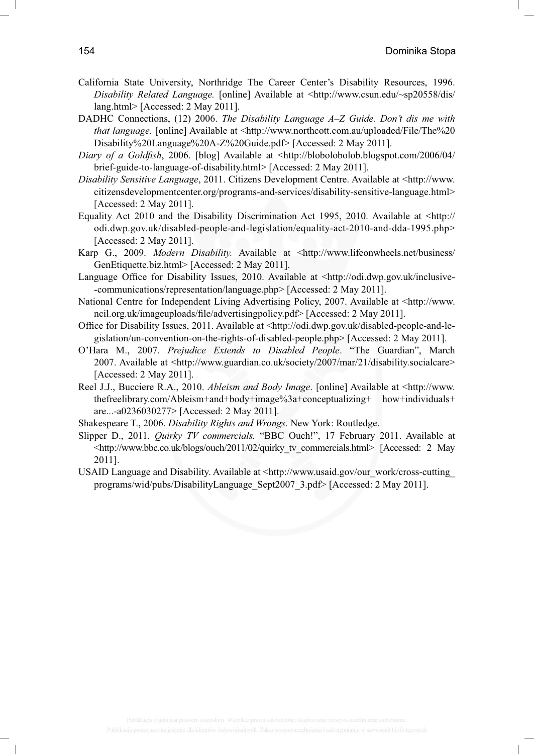California State University, Northridge The Career Center's Disability Resources, 1996. *Disability Related Language.* [online] Available at <http://www.csun.edu/~sp20558/dis/lang.html> [Accessed: 2 May 2011].

DADHC Connections, (12) 2006. *The Disability Language A–Z Guide. Don't dis me with that language.* [online] Available at <http://www.northcott.com.au/uploaded/File/The%20Disability%20Language%20A-Z%20Guide.pdf> [Accessed: 2 May 2011].

*Diary of a Goldfish*, 2006. [blog] Available at <http://blobolobolob.blogspot.com/2006/04/brief-guide-to-language-of-disability.html> [Accessed: 2 May 2011].

*Disability Sensitive Language*, 2011. Citizens Development Centre. Available at <http://www.citizensdevelopmentcenter.org/programs-and-services/disability-sensitive-language.html> [Accessed: 2 May 2011].

Equality Act 2010 and the Disability Discrimination Act 1995, 2010. Available at <http://odi.dwp.gov.uk/disabled-people-and-legislation/equality-act-2010-and-dda-1995.php> [Accessed: 2 May 2011].

Karp G., 2009. *Modern Disability.* Available at <http://www.lifeonwheels.net/business/GenEtiquette.biz.html> [Accessed: 2 May 2011].

Language Office for Disability Issues, 2010. Available at <http://odi.dwp.gov.uk/inclusive-communications/representation/language.php> [Accessed: 2 May 2011].

National Centre for Independent Living Advertising Policy, 2007. Available at <http://www.ncil.org.uk/imageuploads/file/advertisingpolicy.pdf> [Accessed: 2 May 2011].

Office for Disability Issues, 2011. Available at <http://odi.dwp.gov.uk/disabled-people-and-legislation/un-convention-on-the-rights-of-disabled-people.php> [Accessed: 2 May 2011].

O'Hara M., 2007. *Prejudice Extends to Disabled People*. "The Guardian", March 2007. Available at <http://www.guardian.co.uk/society/2007/mar/21/disability.socialcare> [Accessed: 2 May 2011].

Reel J.J., Bucciere R.A., 2010. *Ableism and Body Image*. [online] Available at <http://www.thefreelibrary.com/Ableism+and+body+image%3a+conceptualizing+ how+individuals+are...-a0236030277> [Accessed: 2 May 2011].

Shakespeare T., 2006. *Disability Rights and Wrongs*. New York: Routledge.

Slipper D., 2011. *Quirky TV commercials.* "BBC Ouch!", 17 February 2011. Available at <http://www.bbc.co.uk/blogs/ouch/2011/02/quirky_tv_commercials.html> [Accessed: 2 May 2011].

USAID Language and Disability. Available at <http://www.usaid.gov/our_work/cross-cutting_programs/wid/pubs/DisabilityLanguage_Sept2007_3.pdf> [Accessed: 2 May 2011].